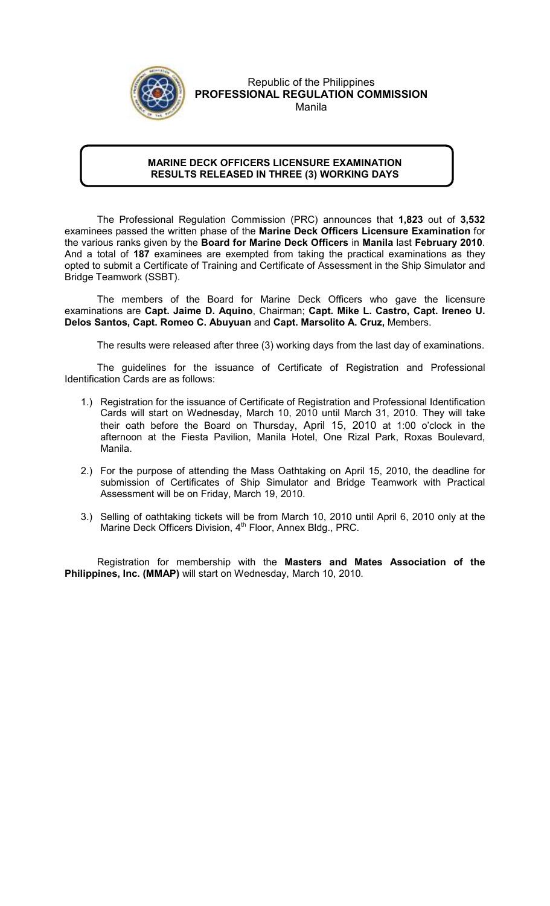Republic of the Philippines
**PROFESSIONAL REGULATION COMMISSION**
Manila

## MARINE DECK OFFICERS LICENSURE EXAMINATION RESULTS RELEASED IN THREE (3) WORKING DAYS

The Professional Regulation Commission (PRC) announces that **1,823** out of **3,532** examinees passed the written phase of the **Marine Deck Officers Licensure Examination** for the various ranks given by the **Board for Marine Deck Officers** in **Manila** last **February 2010**. And a total of **187** examinees are exempted from taking the practical examinations as they opted to submit a Certificate of Training and Certificate of Assessment in the Ship Simulator and Bridge Teamwork (SSBT).

The members of the Board for Marine Deck Officers who gave the licensure examinations are **Capt. Jaime D. Aquino**, Chairman; **Capt. Mike L. Castro, Capt. Ireneo U. Delos Santos, Capt. Romeo C. Abuyuan** and **Capt. Marsolito A. Cruz,** Members.

The results were released after three (3) working days from the last day of examinations.

The guidelines for the issuance of Certificate of Registration and Professional Identification Cards are as follows:

1.) Registration for the issuance of Certificate of Registration and Professional Identification Cards will start on Wednesday, March 10, 2010 until March 31, 2010. They will take their oath before the Board on Thursday, April 15, 2010 at 1:00 o'clock in the afternoon at the Fiesta Pavilion, Manila Hotel, One Rizal Park, Roxas Boulevard, Manila.

2.) For the purpose of attending the Mass Oathtaking on April 15, 2010, the deadline for submission of Certificates of Ship Simulator and Bridge Teamwork with Practical Assessment will be on Friday, March 19, 2010.

3.) Selling of oathtaking tickets will be from March 10, 2010 until April 6, 2010 only at the Marine Deck Officers Division, 4th Floor, Annex Bldg., PRC.

Registration for membership with the **Masters and Mates Association of the Philippines, Inc. (MMAP)** will start on Wednesday, March 10, 2010.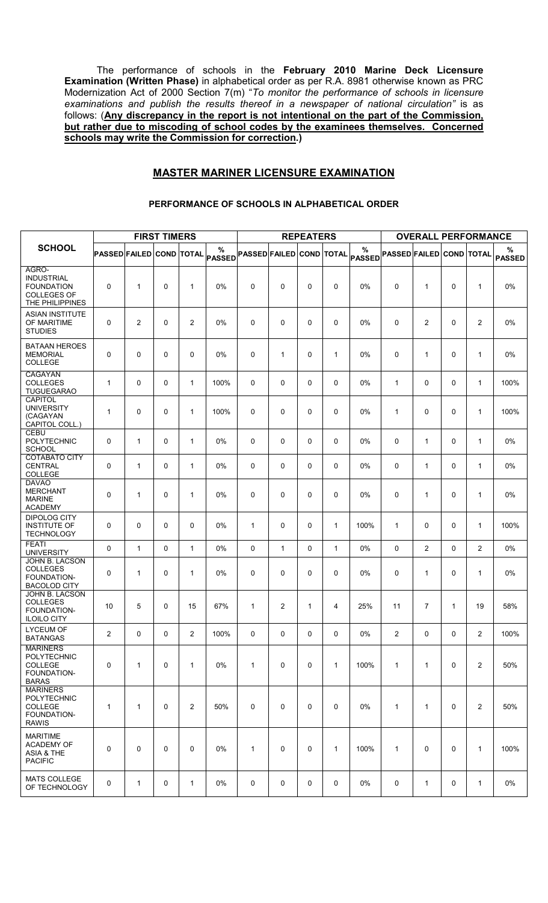The performance of schools in the **February 2010 Marine Deck Licensure Examination (Written Phase)** in alphabetical order as per R.A. 8981 otherwise known as PRC Modernization Act of 2000 Section 7(m) "*To monitor the performance of schools in licensure examinations and publish the results thereof in a newspaper of national circulation"* is as follows: (**Any discrepancy in the report is not intentional on the part of the Commission, but rather due to miscoding of school codes by the examinees themselves. Concerned schools may write the Commission for correction.**)

## MASTER MARINER LICENSURE EXAMINATION

### PERFORMANCE OF SCHOOLS IN ALPHABETICAL ORDER

| SCHOOL | FIRST TIMERS | | | | | REPEATERS | | | | | OVERALL PERFORMANCE | | | | |
|---|---|---|---|---|---|---|---|---|---|---|---|---|---|---|---|
| | PASSED | FAILED | COND | TOTAL | % PASSED | PASSED | FAILED | COND | TOTAL | % PASSED | PASSED | FAILED | COND | TOTAL | % PASSED |
| AGRO-INDUSTRIAL FOUNDATION COLLEGES OF THE PHILIPPINES | 0 | 1 | 0 | 1 | 0% | 0 | 0 | 0 | 0 | 0% | 0 | 1 | 0 | 1 | 0% |
| ASIAN INSTITUTE OF MARITIME STUDIES | 0 | 2 | 0 | 2 | 0% | 0 | 0 | 0 | 0 | 0% | 0 | 2 | 0 | 2 | 0% |
| BATAAN HEROES MEMORIAL COLLEGE | 0 | 0 | 0 | 0 | 0% | 0 | 1 | 0 | 1 | 0% | 0 | 1 | 0 | 1 | 0% |
| CAGAYAN COLLEGES TUGUEGARAO | 1 | 0 | 0 | 1 | 100% | 0 | 0 | 0 | 0 | 0% | 1 | 0 | 0 | 1 | 100% |
| CAPITOL UNIVERSITY (CAGAYAN CAPITOL COLL.) | 1 | 0 | 0 | 1 | 100% | 0 | 0 | 0 | 0 | 0% | 1 | 0 | 0 | 1 | 100% |
| CEBU POLYTECHNIC SCHOOL | 0 | 1 | 0 | 1 | 0% | 0 | 0 | 0 | 0 | 0% | 0 | 1 | 0 | 1 | 0% |
| COTABATO CITY CENTRAL COLLEGE | 0 | 1 | 0 | 1 | 0% | 0 | 0 | 0 | 0 | 0% | 0 | 1 | 0 | 1 | 0% |
| DAVAO MERCHANT MARINE ACADEMY | 0 | 1 | 0 | 1 | 0% | 0 | 0 | 0 | 0 | 0% | 0 | 1 | 0 | 1 | 0% |
| DIPOLOG CITY INSTITUTE OF TECHNOLOGY | 0 | 0 | 0 | 0 | 0% | 1 | 0 | 0 | 1 | 100% | 1 | 0 | 0 | 1 | 100% |
| FEATI UNIVERSITY | 0 | 1 | 0 | 1 | 0% | 0 | 1 | 0 | 1 | 0% | 0 | 2 | 0 | 2 | 0% |
| JOHN B. LACSON COLLEGES FOUNDATION-BACOLOD CITY | 0 | 1 | 0 | 1 | 0% | 0 | 0 | 0 | 0 | 0% | 0 | 1 | 0 | 1 | 0% |
| JOHN B. LACSON COLLEGES FOUNDATION-ILOILO CITY | 10 | 5 | 0 | 15 | 67% | 1 | 2 | 1 | 4 | 25% | 11 | 7 | 1 | 19 | 58% |
| LYCEUM OF BATANGAS | 2 | 0 | 0 | 2 | 100% | 0 | 0 | 0 | 0 | 0% | 2 | 0 | 0 | 2 | 100% |
| MARINERS POLYTECHNIC COLLEGE FOUNDATION-BARAS | 0 | 1 | 0 | 1 | 0% | 1 | 0 | 0 | 1 | 100% | 1 | 1 | 0 | 2 | 50% |
| MARINERS POLYTECHNIC COLLEGE FOUNDATION-RAWIS | 1 | 1 | 0 | 2 | 50% | 0 | 0 | 0 | 0 | 0% | 1 | 1 | 0 | 2 | 50% |
| MARITIME ACADEMY OF ASIA & THE PACIFIC | 0 | 0 | 0 | 0 | 0% | 1 | 0 | 0 | 1 | 100% | 1 | 0 | 0 | 1 | 100% |
| MATS COLLEGE OF TECHNOLOGY | 0 | 1 | 0 | 1 | 0% | 0 | 0 | 0 | 0 | 0% | 0 | 1 | 0 | 1 | 0% |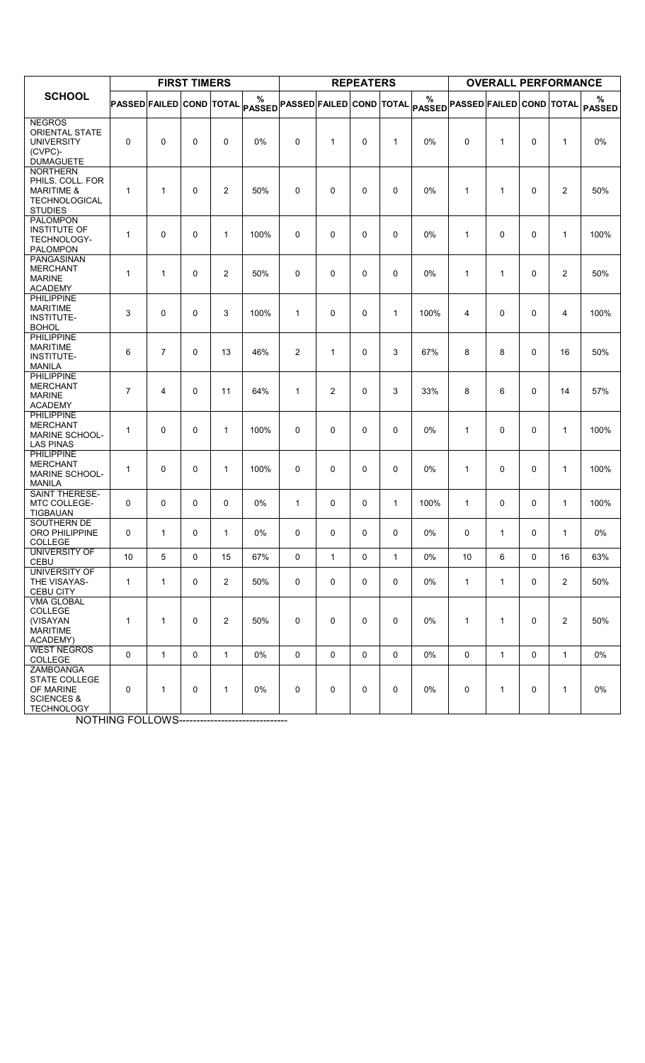| SCHOOL | FIRST TIMERS | | | | | REPEATERS | | | | | OVERALL PERFORMANCE | | | | |
|---|---|---|---|---|---|---|---|---|---|---|---|---|---|---|---|
| | PASSED | FAILED | COND | TOTAL | % PASSED | PASSED | FAILED | COND | TOTAL | % PASSED | PASSED | FAILED | COND | TOTAL | % PASSED |
| NEGROS ORIENTAL STATE UNIVERSITY (CVPC)-DUMAGUETE | 0 | 0 | 0 | 0 | 0% | 0 | 1 | 0 | 1 | 0% | 0 | 1 | 0 | 1 | 0% |
| NORTHERN PHILS. COLL. FOR MARITIME & TECHNOLOGICAL STUDIES | 1 | 1 | 0 | 2 | 50% | 0 | 0 | 0 | 0 | 0% | 1 | 1 | 0 | 2 | 50% |
| PALOMPON INSTITUTE OF TECHNOLOGY-PALOMPON | 1 | 0 | 0 | 1 | 100% | 0 | 0 | 0 | 0 | 0% | 1 | 0 | 0 | 1 | 100% |
| PANGASINAN MERCHANT MARINE ACADEMY | 1 | 1 | 0 | 2 | 50% | 0 | 0 | 0 | 0 | 0% | 1 | 1 | 0 | 2 | 50% |
| PHILIPPINE MARITIME INSTITUTE-BOHOL | 3 | 0 | 0 | 3 | 100% | 1 | 0 | 0 | 1 | 100% | 4 | 0 | 0 | 4 | 100% |
| PHILIPPINE MARITIME INSTITUTE-MANILA | 6 | 7 | 0 | 13 | 46% | 2 | 1 | 0 | 3 | 67% | 8 | 8 | 0 | 16 | 50% |
| PHILIPPINE MERCHANT MARINE ACADEMY | 7 | 4 | 0 | 11 | 64% | 1 | 2 | 0 | 3 | 33% | 8 | 6 | 0 | 14 | 57% |
| PHILIPPINE MERCHANT MARINE SCHOOL-LAS PINAS | 1 | 0 | 0 | 1 | 100% | 0 | 0 | 0 | 0 | 0% | 1 | 0 | 0 | 1 | 100% |
| PHILIPPINE MERCHANT MARINE SCHOOL-MANILA | 1 | 0 | 0 | 1 | 100% | 0 | 0 | 0 | 0 | 0% | 1 | 0 | 0 | 1 | 100% |
| SAINT THERESE-MTC COLLEGE-TIGBAUAN | 0 | 0 | 0 | 0 | 0% | 1 | 0 | 0 | 1 | 100% | 1 | 0 | 0 | 1 | 100% |
| SOUTHERN DE ORO PHILIPPINE COLLEGE | 0 | 1 | 0 | 1 | 0% | 0 | 0 | 0 | 0 | 0% | 0 | 1 | 0 | 1 | 0% |
| UNIVERSITY OF CEBU | 10 | 5 | 0 | 15 | 67% | 0 | 1 | 0 | 1 | 0% | 10 | 6 | 0 | 16 | 63% |
| UNIVERSITY OF THE VISAYAS-CEBU CITY | 1 | 1 | 0 | 2 | 50% | 0 | 0 | 0 | 0 | 0% | 1 | 1 | 0 | 2 | 50% |
| VMA GLOBAL COLLEGE (VISAYAN MARITIME ACADEMY) | 1 | 1 | 0 | 2 | 50% | 0 | 0 | 0 | 0 | 0% | 1 | 1 | 0 | 2 | 50% |
| WEST NEGROS COLLEGE | 0 | 1 | 0 | 1 | 0% | 0 | 0 | 0 | 0 | 0% | 0 | 1 | 0 | 1 | 0% |
| ZAMBOANGA STATE COLLEGE OF MARINE SCIENCES & TECHNOLOGY | 0 | 1 | 0 | 1 | 0% | 0 | 0 | 0 | 0 | 0% | 0 | 1 | 0 | 1 | 0% |

NOTHING FOLLOWS--------------------------------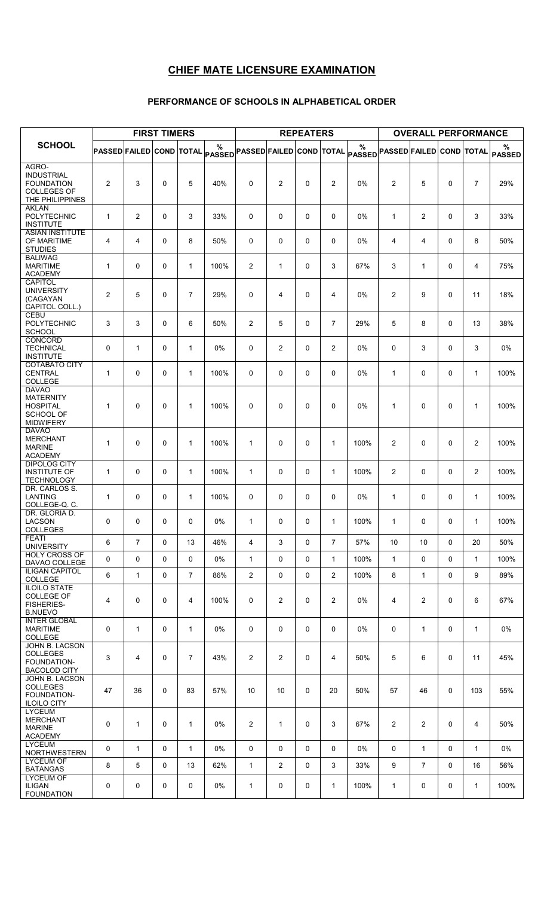# CHIEF MATE LICENSURE EXAMINATION

## PERFORMANCE OF SCHOOLS IN ALPHABETICAL ORDER

| SCHOOL | FIRST TIMERS | | | | | REPEATERS | | | | | OVERALL PERFORMANCE | | | | |
|---|---|---|---|---|---|---|---|---|---|---|---|---|---|---|---|
| | PASSED | FAILED | COND | TOTAL | % PASSED | PASSED | FAILED | COND | TOTAL | % PASSED | PASSED | FAILED | COND | TOTAL | % PASSED |
| AGRO-INDUSTRIAL FOUNDATION COLLEGES OF THE PHILIPPINES | 2 | 3 | 0 | 5 | 40% | 0 | 2 | 0 | 2 | 0% | 2 | 5 | 0 | 7 | 29% |
| AKLAN POLYTECHNIC INSTITUTE | 1 | 2 | 0 | 3 | 33% | 0 | 0 | 0 | 0 | 0% | 1 | 2 | 0 | 3 | 33% |
| ASIAN INSTITUTE OF MARITIME STUDIES | 4 | 4 | 0 | 8 | 50% | 0 | 0 | 0 | 0 | 0% | 4 | 4 | 0 | 8 | 50% |
| BALIWAG MARITIME ACADEMY | 1 | 0 | 0 | 1 | 100% | 2 | 1 | 0 | 3 | 67% | 3 | 1 | 0 | 4 | 75% |
| CAPITOL UNIVERSITY (CAGAYAN CAPITOL COLL.) | 2 | 5 | 0 | 7 | 29% | 0 | 4 | 0 | 4 | 0% | 2 | 9 | 0 | 11 | 18% |
| CEBU POLYTECHNIC SCHOOL | 3 | 3 | 0 | 6 | 50% | 2 | 5 | 0 | 7 | 29% | 5 | 8 | 0 | 13 | 38% |
| CONCORD TECHNICAL INSTITUTE | 0 | 1 | 0 | 1 | 0% | 0 | 2 | 0 | 2 | 0% | 0 | 3 | 0 | 3 | 0% |
| COTABATO CITY CENTRAL COLLEGE | 1 | 0 | 0 | 1 | 100% | 0 | 0 | 0 | 0 | 0% | 1 | 0 | 0 | 1 | 100% |
| DAVAO MATERNITY HOSPITAL SCHOOL OF MIDWIFERY | 1 | 0 | 0 | 1 | 100% | 0 | 0 | 0 | 0 | 0% | 1 | 0 | 0 | 1 | 100% |
| DAVAO MERCHANT MARINE ACADEMY | 1 | 0 | 0 | 1 | 100% | 1 | 0 | 0 | 1 | 100% | 2 | 0 | 0 | 2 | 100% |
| DIPOLOG CITY INSTITUTE OF TECHNOLOGY | 1 | 0 | 0 | 1 | 100% | 1 | 0 | 0 | 1 | 100% | 2 | 0 | 0 | 2 | 100% |
| DR. CARLOS S. LANTING COLLEGE-Q. C. | 1 | 0 | 0 | 1 | 100% | 0 | 0 | 0 | 0 | 0% | 1 | 0 | 0 | 1 | 100% |
| DR. GLORIA D. LACSON COLLEGES | 0 | 0 | 0 | 0 | 0% | 1 | 0 | 0 | 1 | 100% | 1 | 0 | 0 | 1 | 100% |
| FEATI UNIVERSITY | 6 | 7 | 0 | 13 | 46% | 4 | 3 | 0 | 7 | 57% | 10 | 10 | 0 | 20 | 50% |
| HOLY CROSS OF DAVAO COLLEGE | 0 | 0 | 0 | 0 | 0% | 1 | 0 | 0 | 1 | 100% | 1 | 0 | 0 | 1 | 100% |
| ILIGAN CAPITOL COLLEGE | 6 | 1 | 0 | 7 | 86% | 2 | 0 | 0 | 2 | 100% | 8 | 1 | 0 | 9 | 89% |
| ILOILO STATE COLLEGE OF FISHERIES-B.NUEVO | 4 | 0 | 0 | 4 | 100% | 0 | 2 | 0 | 2 | 0% | 4 | 2 | 0 | 6 | 67% |
| INTER GLOBAL MARITIME COLLEGE | 0 | 1 | 0 | 1 | 0% | 0 | 0 | 0 | 0 | 0% | 0 | 1 | 0 | 1 | 0% |
| JOHN B. LACSON COLLEGES FOUNDATION-BACOLOD CITY | 3 | 4 | 0 | 7 | 43% | 2 | 2 | 0 | 4 | 50% | 5 | 6 | 0 | 11 | 45% |
| JOHN B. LACSON COLLEGES FOUNDATION-ILOILO CITY | 47 | 36 | 0 | 83 | 57% | 10 | 10 | 0 | 20 | 50% | 57 | 46 | 0 | 103 | 55% |
| LYCEUM MERCHANT MARINE ACADEMY | 0 | 1 | 0 | 1 | 0% | 2 | 1 | 0 | 3 | 67% | 2 | 2 | 0 | 4 | 50% |
| LYCEUM NORTHWESTERN | 0 | 1 | 0 | 1 | 0% | 0 | 0 | 0 | 0 | 0% | 0 | 1 | 0 | 1 | 0% |
| LYCEUM OF BATANGAS | 8 | 5 | 0 | 13 | 62% | 1 | 2 | 0 | 3 | 33% | 9 | 7 | 0 | 16 | 56% |
| LYCEUM OF ILIGAN FOUNDATION | 0 | 0 | 0 | 0 | 0% | 1 | 0 | 0 | 1 | 100% | 1 | 0 | 0 | 1 | 100% |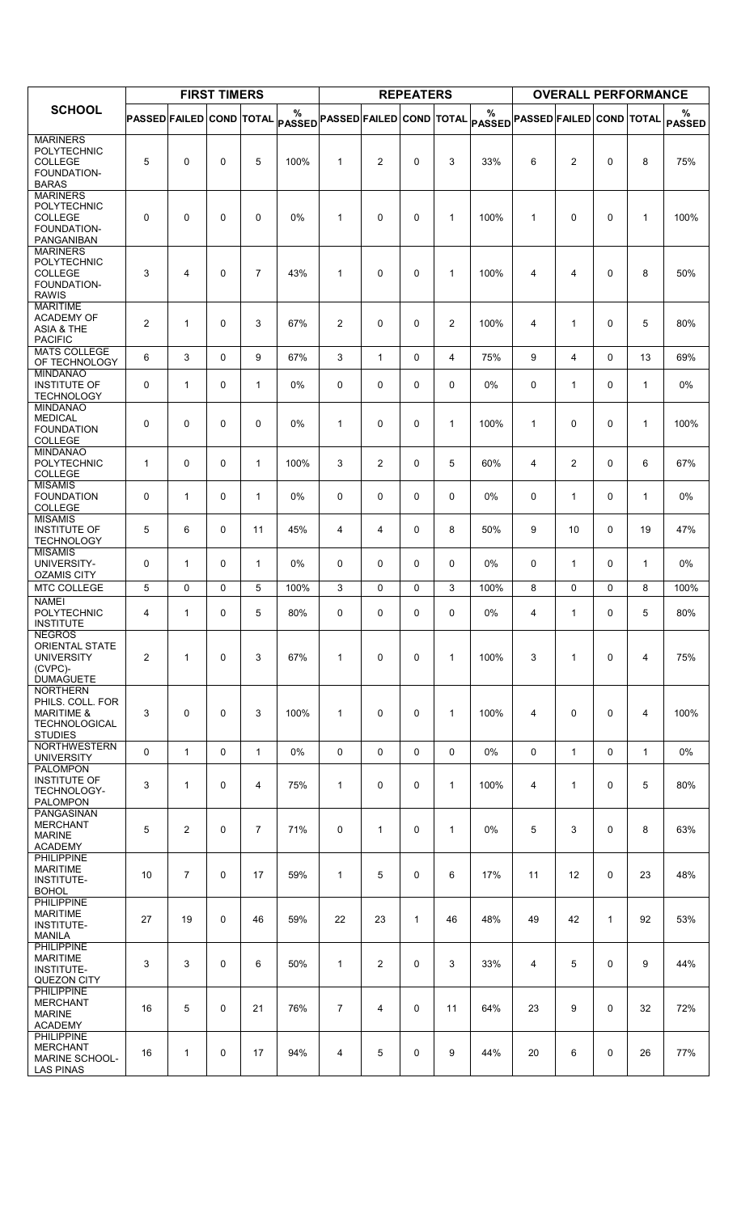| SCHOOL | FIRST TIMERS | | | | | REPEATERS | | | | | OVERALL PERFORMANCE | | | | |
|---|---|---|---|---|---|---|---|---|---|---|---|---|---|---|---|
| | PASSED | FAILED | COND | TOTAL | % PASSED | PASSED | FAILED | COND | TOTAL | % PASSED | PASSED | FAILED | COND | TOTAL | % PASSED |
| MARINERS POLYTECHNIC COLLEGE FOUNDATION-BARAS | 5 | 0 | 0 | 5 | 100% | 1 | 2 | 0 | 3 | 33% | 6 | 2 | 0 | 8 | 75% |
| MARINERS POLYTECHNIC COLLEGE FOUNDATION-PANGANIBAN | 0 | 0 | 0 | 0 | 0% | 1 | 0 | 0 | 1 | 100% | 1 | 0 | 0 | 1 | 100% |
| MARINERS POLYTECHNIC COLLEGE FOUNDATION-RAWIS | 3 | 4 | 0 | 7 | 43% | 1 | 0 | 0 | 1 | 100% | 4 | 4 | 0 | 8 | 50% |
| MARITIME ACADEMY OF ASIA & THE PACIFIC | 2 | 1 | 0 | 3 | 67% | 2 | 0 | 0 | 2 | 100% | 4 | 1 | 0 | 5 | 80% |
| MATS COLLEGE OF TECHNOLOGY | 6 | 3 | 0 | 9 | 67% | 3 | 1 | 0 | 4 | 75% | 9 | 4 | 0 | 13 | 69% |
| MINDANAO INSTITUTE OF TECHNOLOGY | 0 | 1 | 0 | 1 | 0% | 0 | 0 | 0 | 0 | 0% | 0 | 1 | 0 | 1 | 0% |
| MINDANAO MEDICAL FOUNDATION COLLEGE | 0 | 0 | 0 | 0 | 0% | 1 | 0 | 0 | 1 | 100% | 1 | 0 | 0 | 1 | 100% |
| MINDANAO POLYTECHNIC COLLEGE | 1 | 0 | 0 | 1 | 100% | 3 | 2 | 0 | 5 | 60% | 4 | 2 | 0 | 6 | 67% |
| MISAMIS FOUNDATION COLLEGE | 0 | 1 | 0 | 1 | 0% | 0 | 0 | 0 | 0 | 0% | 0 | 1 | 0 | 1 | 0% |
| MISAMIS INSTITUTE OF TECHNOLOGY | 5 | 6 | 0 | 11 | 45% | 4 | 4 | 0 | 8 | 50% | 9 | 10 | 0 | 19 | 47% |
| MISAMIS UNIVERSITY-OZAMIS CITY | 0 | 1 | 0 | 1 | 0% | 0 | 0 | 0 | 0 | 0% | 0 | 1 | 0 | 1 | 0% |
| MTC COLLEGE | 5 | 0 | 0 | 5 | 100% | 3 | 0 | 0 | 3 | 100% | 8 | 0 | 0 | 8 | 100% |
| NAMEI POLYTECHNIC INSTITUTE | 4 | 1 | 0 | 5 | 80% | 0 | 0 | 0 | 0 | 0% | 4 | 1 | 0 | 5 | 80% |
| NEGROS ORIENTAL STATE UNIVERSITY (CVPC)-DUMAGUETE | 2 | 1 | 0 | 3 | 67% | 1 | 0 | 0 | 1 | 100% | 3 | 1 | 0 | 4 | 75% |
| NORTHERN PHILS. COLL. FOR MARITIME & TECHNOLOGICAL STUDIES | 3 | 0 | 0 | 3 | 100% | 1 | 0 | 0 | 1 | 100% | 4 | 0 | 0 | 4 | 100% |
| NORTHWESTERN UNIVERSITY | 0 | 1 | 0 | 1 | 0% | 0 | 0 | 0 | 0 | 0% | 0 | 1 | 0 | 1 | 0% |
| PALOMPON INSTITUTE OF TECHNOLOGY-PALOMPON | 3 | 1 | 0 | 4 | 75% | 1 | 0 | 0 | 1 | 100% | 4 | 1 | 0 | 5 | 80% |
| PANGASINAN MERCHANT MARINE ACADEMY | 5 | 2 | 0 | 7 | 71% | 0 | 1 | 0 | 1 | 0% | 5 | 3 | 0 | 8 | 63% |
| PHILIPPINE MARITIME INSTITUTE-BOHOL | 10 | 7 | 0 | 17 | 59% | 1 | 5 | 0 | 6 | 17% | 11 | 12 | 0 | 23 | 48% |
| PHILIPPINE MARITIME INSTITUTE-MANILA | 27 | 19 | 0 | 46 | 59% | 22 | 23 | 1 | 46 | 48% | 49 | 42 | 1 | 92 | 53% |
| PHILIPPINE MARITIME INSTITUTE-QUEZON CITY | 3 | 3 | 0 | 6 | 50% | 1 | 2 | 0 | 3 | 33% | 4 | 5 | 0 | 9 | 44% |
| PHILIPPINE MERCHANT MARINE ACADEMY | 16 | 5 | 0 | 21 | 76% | 7 | 4 | 0 | 11 | 64% | 23 | 9 | 0 | 32 | 72% |
| PHILIPPINE MERCHANT MARINE SCHOOL-LAS PINAS | 16 | 1 | 0 | 17 | 94% | 4 | 5 | 0 | 9 | 44% | 20 | 6 | 0 | 26 | 77% |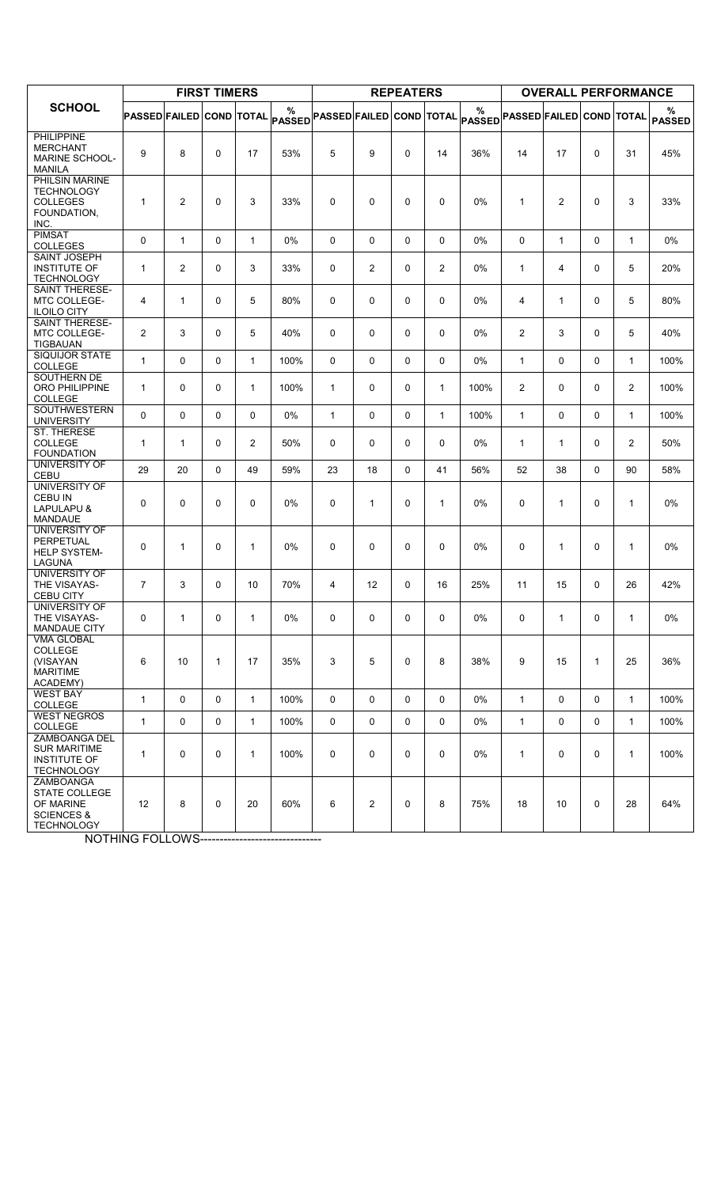| SCHOOL | FIRST TIMERS | | | | | REPEATERS | | | | | OVERALL PERFORMANCE | | | | |
|---|---|---|---|---|---|---|---|---|---|---|---|---|---|---|---|
| | PASSED | FAILED | COND | TOTAL | % PASSED | PASSED | FAILED | COND | TOTAL | % PASSED | PASSED | FAILED | COND | TOTAL | % PASSED |
| PHILIPPINE MERCHANT MARINE SCHOOL-MANILA | 9 | 8 | 0 | 17 | 53% | 5 | 9 | 0 | 14 | 36% | 14 | 17 | 0 | 31 | 45% |
| PHILSIN MARINE TECHNOLOGY COLLEGES FOUNDATION, INC. | 1 | 2 | 0 | 3 | 33% | 0 | 0 | 0 | 0 | 0% | 1 | 2 | 0 | 3 | 33% |
| PIMSAT COLLEGES | 0 | 1 | 0 | 1 | 0% | 0 | 0 | 0 | 0 | 0% | 0 | 1 | 0 | 1 | 0% |
| SAINT JOSEPH INSTITUTE OF TECHNOLOGY | 1 | 2 | 0 | 3 | 33% | 0 | 2 | 0 | 2 | 0% | 1 | 4 | 0 | 5 | 20% |
| SAINT THERESE-MTC COLLEGE-ILOILO CITY | 4 | 1 | 0 | 5 | 80% | 0 | 0 | 0 | 0 | 0% | 4 | 1 | 0 | 5 | 80% |
| SAINT THERESE-MTC COLLEGE-TIGBAUAN | 2 | 3 | 0 | 5 | 40% | 0 | 0 | 0 | 0 | 0% | 2 | 3 | 0 | 5 | 40% |
| SIQUIJOR STATE COLLEGE | 1 | 0 | 0 | 1 | 100% | 0 | 0 | 0 | 0 | 0% | 1 | 0 | 0 | 1 | 100% |
| SOUTHERN DE ORO PHILIPPINE COLLEGE | 1 | 0 | 0 | 1 | 100% | 1 | 0 | 0 | 1 | 100% | 2 | 0 | 0 | 2 | 100% |
| SOUTHWESTERN UNIVERSITY | 0 | 0 | 0 | 0 | 0% | 1 | 0 | 0 | 1 | 100% | 1 | 0 | 0 | 1 | 100% |
| ST. THERESE COLLEGE FOUNDATION | 1 | 1 | 0 | 2 | 50% | 0 | 0 | 0 | 0 | 0% | 1 | 1 | 0 | 2 | 50% |
| UNIVERSITY OF CEBU | 29 | 20 | 0 | 49 | 59% | 23 | 18 | 0 | 41 | 56% | 52 | 38 | 0 | 90 | 58% |
| UNIVERSITY OF CEBU IN LAPULAPU & MANDAUE | 0 | 0 | 0 | 0 | 0% | 0 | 1 | 0 | 1 | 0% | 0 | 1 | 0 | 1 | 0% |
| UNIVERSITY OF PERPETUAL HELP SYSTEM-LAGUNA | 0 | 1 | 0 | 1 | 0% | 0 | 0 | 0 | 0 | 0% | 0 | 1 | 0 | 1 | 0% |
| UNIVERSITY OF THE VISAYAS-CEBU CITY | 7 | 3 | 0 | 10 | 70% | 4 | 12 | 0 | 16 | 25% | 11 | 15 | 0 | 26 | 42% |
| UNIVERSITY OF THE VISAYAS-MANDAUE CITY | 0 | 1 | 0 | 1 | 0% | 0 | 0 | 0 | 0 | 0% | 0 | 1 | 0 | 1 | 0% |
| VMA GLOBAL COLLEGE (VISAYAN MARITIME ACADEMY) | 6 | 10 | 1 | 17 | 35% | 3 | 5 | 0 | 8 | 38% | 9 | 15 | 1 | 25 | 36% |
| WEST BAY COLLEGE | 1 | 0 | 0 | 1 | 100% | 0 | 0 | 0 | 0 | 0% | 1 | 0 | 0 | 1 | 100% |
| WEST NEGROS COLLEGE | 1 | 0 | 0 | 1 | 100% | 0 | 0 | 0 | 0 | 0% | 1 | 0 | 0 | 1 | 100% |
| ZAMBOANGA DEL SUR MARITIME INSTITUTE OF TECHNOLOGY | 1 | 0 | 0 | 1 | 100% | 0 | 0 | 0 | 0 | 0% | 1 | 0 | 0 | 1 | 100% |
| ZAMBOANGA STATE COLLEGE OF MARINE SCIENCES & TECHNOLOGY | 12 | 8 | 0 | 20 | 60% | 6 | 2 | 0 | 8 | 75% | 18 | 10 | 0 | 28 | 64% |

NOTHING FOLLOWS-------------------------------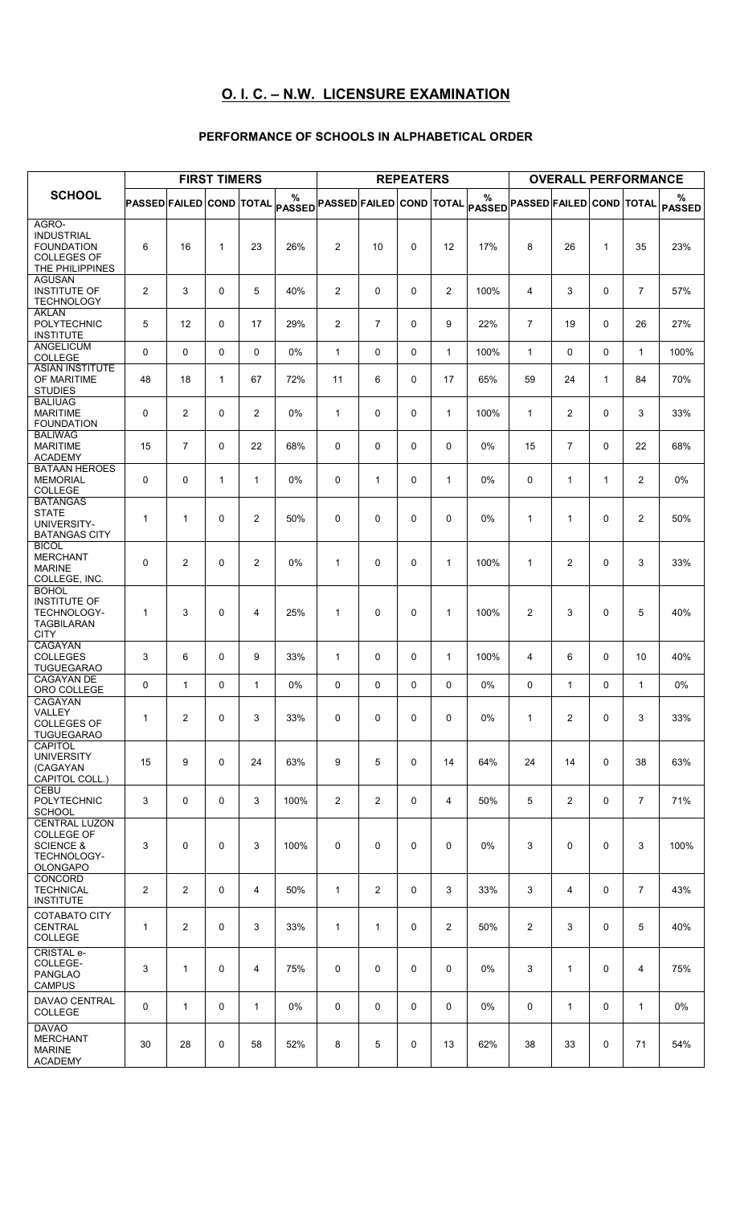# O. I. C. – N.W. LICENSURE EXAMINATION

## PERFORMANCE OF SCHOOLS IN ALPHABETICAL ORDER

| SCHOOL | FIRST TIMERS | | | | | REPEATERS | | | | | OVERALL PERFORMANCE | | | | |
|---|---|---|---|---|---|---|---|---|---|---|---|---|---|---|---|
| | PASSED | FAILED | COND | TOTAL | % PASSED | PASSED | FAILED | COND | TOTAL | % PASSED | PASSED | FAILED | COND | TOTAL | % PASSED |
| AGRO-INDUSTRIAL FOUNDATION COLLEGES OF THE PHILIPPINES | 6 | 16 | 1 | 23 | 26% | 2 | 10 | 0 | 12 | 17% | 8 | 26 | 1 | 35 | 23% |
| AGUSAN INSTITUTE OF TECHNOLOGY | 2 | 3 | 0 | 5 | 40% | 2 | 0 | 0 | 2 | 100% | 4 | 3 | 0 | 7 | 57% |
| AKLAN POLYTECHNIC INSTITUTE | 5 | 12 | 0 | 17 | 29% | 2 | 7 | 0 | 9 | 22% | 7 | 19 | 0 | 26 | 27% |
| ANGELICUM COLLEGE | 0 | 0 | 0 | 0 | 0% | 1 | 0 | 0 | 1 | 100% | 1 | 0 | 0 | 1 | 100% |
| ASIAN INSTITUTE OF MARITIME STUDIES | 48 | 18 | 1 | 67 | 72% | 11 | 6 | 0 | 17 | 65% | 59 | 24 | 1 | 84 | 70% |
| BALIUAG MARITIME FOUNDATION | 0 | 2 | 0 | 2 | 0% | 1 | 0 | 0 | 1 | 100% | 1 | 2 | 0 | 3 | 33% |
| BALIWAG MARITIME ACADEMY | 15 | 7 | 0 | 22 | 68% | 0 | 0 | 0 | 0 | 0% | 15 | 7 | 0 | 22 | 68% |
| BATAAN HEROES MEMORIAL COLLEGE | 0 | 0 | 1 | 1 | 0% | 0 | 1 | 0 | 1 | 0% | 0 | 1 | 1 | 2 | 0% |
| BATANGAS STATE UNIVERSITY-BATANGAS CITY | 1 | 1 | 0 | 2 | 50% | 0 | 0 | 0 | 0 | 0% | 1 | 1 | 0 | 2 | 50% |
| BICOL MERCHANT MARINE COLLEGE, INC. | 0 | 2 | 0 | 2 | 0% | 1 | 0 | 0 | 1 | 100% | 1 | 2 | 0 | 3 | 33% |
| BOHOL INSTITUTE OF TECHNOLOGY-TAGBILARAN CITY | 1 | 3 | 0 | 4 | 25% | 1 | 0 | 0 | 1 | 100% | 2 | 3 | 0 | 5 | 40% |
| CAGAYAN COLLEGES TUGUEGARAO | 3 | 6 | 0 | 9 | 33% | 1 | 0 | 0 | 1 | 100% | 4 | 6 | 0 | 10 | 40% |
| CAGAYAN DE ORO COLLEGE | 0 | 1 | 0 | 1 | 0% | 0 | 0 | 0 | 0 | 0% | 0 | 1 | 0 | 1 | 0% |
| CAGAYAN VALLEY COLLEGES OF TUGUEGARAO | 1 | 2 | 0 | 3 | 33% | 0 | 0 | 0 | 0 | 0% | 1 | 2 | 0 | 3 | 33% |
| CAPITOL UNIVERSITY (CAGAYAN CAPITOL COLL.) | 15 | 9 | 0 | 24 | 63% | 9 | 5 | 0 | 14 | 64% | 24 | 14 | 0 | 38 | 63% |
| CEBU POLYTECHNIC SCHOOL | 3 | 0 | 0 | 3 | 100% | 2 | 2 | 0 | 4 | 50% | 5 | 2 | 0 | 7 | 71% |
| CENTRAL LUZON COLLEGE OF SCIENCE & TECHNOLOGY-OLONGAPO | 3 | 0 | 0 | 3 | 100% | 0 | 0 | 0 | 0 | 0% | 3 | 0 | 0 | 3 | 100% |
| CONCORD TECHNICAL INSTITUTE | 2 | 2 | 0 | 4 | 50% | 1 | 2 | 0 | 3 | 33% | 3 | 4 | 0 | 7 | 43% |
| COTABATO CITY CENTRAL COLLEGE | 1 | 2 | 0 | 3 | 33% | 1 | 1 | 0 | 2 | 50% | 2 | 3 | 0 | 5 | 40% |
| CRISTAL e-COLLEGE-PANGLAO CAMPUS | 3 | 1 | 0 | 4 | 75% | 0 | 0 | 0 | 0 | 0% | 3 | 1 | 0 | 4 | 75% |
| DAVAO CENTRAL COLLEGE | 0 | 1 | 0 | 1 | 0% | 0 | 0 | 0 | 0 | 0% | 0 | 1 | 0 | 1 | 0% |
| DAVAO MERCHANT MARINE ACADEMY | 30 | 28 | 0 | 58 | 52% | 8 | 5 | 0 | 13 | 62% | 38 | 33 | 0 | 71 | 54% |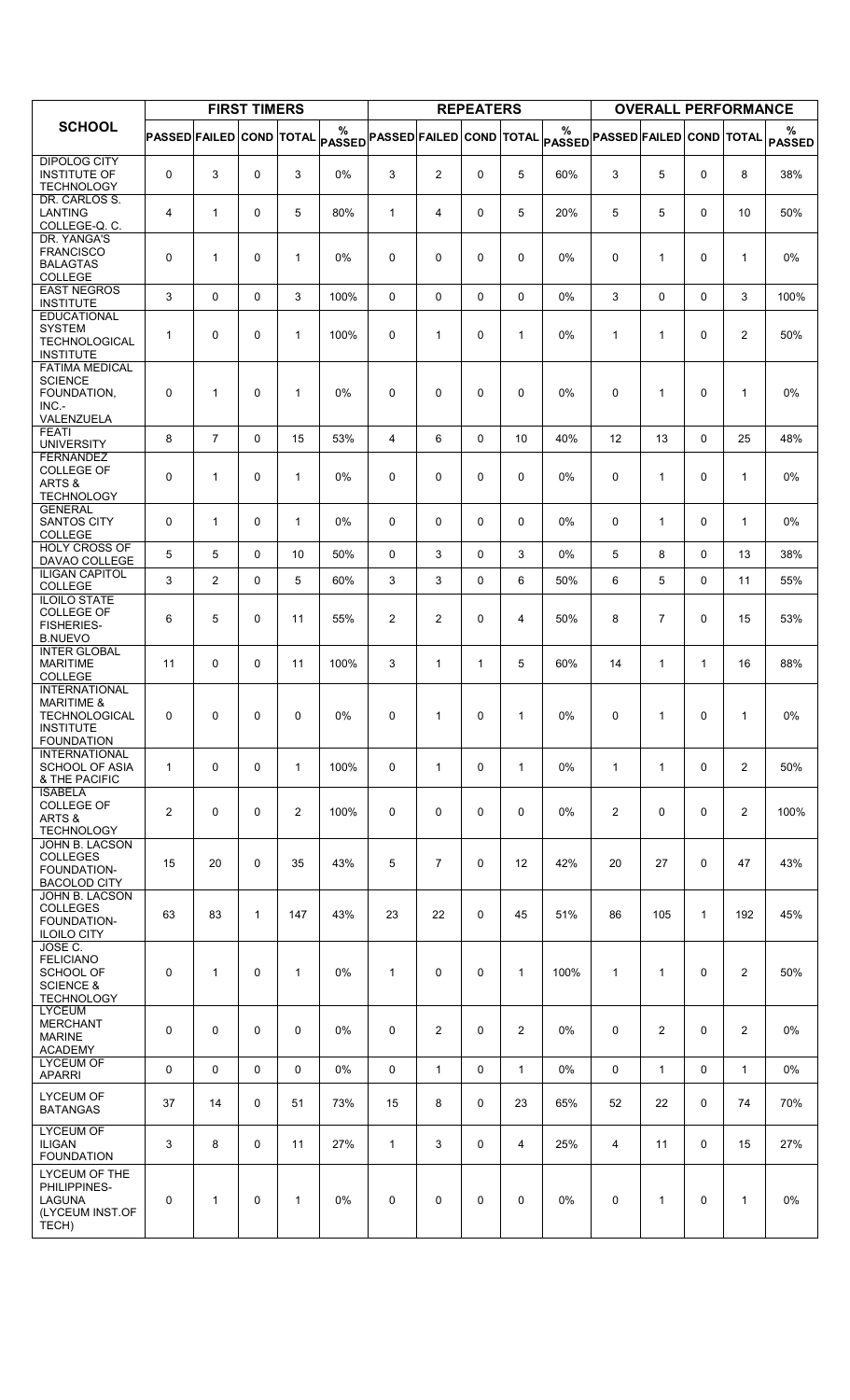| SCHOOL | FIRST TIMERS | | | | | REPEATERS | | | | | OVERALL PERFORMANCE | | | | |
|---|---|---|---|---|---|---|---|---|---|---|---|---|---|---|---|
| | PASSED | FAILED | COND | TOTAL | % PASSED | PASSED | FAILED | COND | TOTAL | % PASSED | PASSED | FAILED | COND | TOTAL | % PASSED |
| DIPOLOG CITY INSTITUTE OF TECHNOLOGY | 0 | 3 | 0 | 3 | 0% | 3 | 2 | 0 | 5 | 60% | 3 | 5 | 0 | 8 | 38% |
| DR. CARLOS S. LANTING COLLEGE-Q. C. | 4 | 1 | 0 | 5 | 80% | 1 | 4 | 0 | 5 | 20% | 5 | 5 | 0 | 10 | 50% |
| DR. YANGA'S FRANCISCO BALAGTAS COLLEGE | 0 | 1 | 0 | 1 | 0% | 0 | 0 | 0 | 0 | 0% | 0 | 1 | 0 | 1 | 0% |
| EAST NEGROS INSTITUTE | 3 | 0 | 0 | 3 | 100% | 0 | 0 | 0 | 0 | 0% | 3 | 0 | 0 | 3 | 100% |
| EDUCATIONAL SYSTEM TECHNOLOGICAL INSTITUTE | 1 | 0 | 0 | 1 | 100% | 0 | 1 | 0 | 1 | 0% | 1 | 1 | 0 | 2 | 50% |
| FATIMA MEDICAL SCIENCE FOUNDATION, INC.-VALENZUELA | 0 | 1 | 0 | 1 | 0% | 0 | 0 | 0 | 0 | 0% | 0 | 1 | 0 | 1 | 0% |
| FEATI UNIVERSITY | 8 | 7 | 0 | 15 | 53% | 4 | 6 | 0 | 10 | 40% | 12 | 13 | 0 | 25 | 48% |
| FERNANDEZ COLLEGE OF ARTS & TECHNOLOGY | 0 | 1 | 0 | 1 | 0% | 0 | 0 | 0 | 0 | 0% | 0 | 1 | 0 | 1 | 0% |
| GENERAL SANTOS CITY COLLEGE | 0 | 1 | 0 | 1 | 0% | 0 | 0 | 0 | 0 | 0% | 0 | 1 | 0 | 1 | 0% |
| HOLY CROSS OF DAVAO COLLEGE | 5 | 5 | 0 | 10 | 50% | 0 | 3 | 0 | 3 | 0% | 5 | 8 | 0 | 13 | 38% |
| ILIGAN CAPITOL COLLEGE | 3 | 2 | 0 | 5 | 60% | 3 | 3 | 0 | 6 | 50% | 6 | 5 | 0 | 11 | 55% |
| ILOILO STATE COLLEGE OF FISHERIES-B.NUEVO | 6 | 5 | 0 | 11 | 55% | 2 | 2 | 0 | 4 | 50% | 8 | 7 | 0 | 15 | 53% |
| INTER GLOBAL MARITIME COLLEGE | 11 | 0 | 0 | 11 | 100% | 3 | 1 | 1 | 5 | 60% | 14 | 1 | 1 | 16 | 88% |
| INTERNATIONAL MARITIME & TECHNOLOGICAL INSTITUTE FOUNDATION | 0 | 0 | 0 | 0 | 0% | 0 | 1 | 0 | 1 | 0% | 0 | 1 | 0 | 1 | 0% |
| INTERNATIONAL SCHOOL OF ASIA & THE PACIFIC | 1 | 0 | 0 | 1 | 100% | 0 | 1 | 0 | 1 | 0% | 1 | 1 | 0 | 2 | 50% |
| ISABELA COLLEGE OF ARTS & TECHNOLOGY | 2 | 0 | 0 | 2 | 100% | 0 | 0 | 0 | 0 | 0% | 2 | 0 | 0 | 2 | 100% |
| JOHN B. LACSON COLLEGES FOUNDATION-BACOLOD CITY | 15 | 20 | 0 | 35 | 43% | 5 | 7 | 0 | 12 | 42% | 20 | 27 | 0 | 47 | 43% |
| JOHN B. LACSON COLLEGES FOUNDATION-ILOILO CITY | 63 | 83 | 1 | 147 | 43% | 23 | 22 | 0 | 45 | 51% | 86 | 105 | 1 | 192 | 45% |
| JOSE C. FELICIANO SCHOOL OF SCIENCE & TECHNOLOGY | 0 | 1 | 0 | 1 | 0% | 1 | 0 | 0 | 1 | 100% | 1 | 1 | 0 | 2 | 50% |
| LYCEUM MERCHANT MARINE ACADEMY | 0 | 0 | 0 | 0 | 0% | 0 | 2 | 0 | 2 | 0% | 0 | 2 | 0 | 2 | 0% |
| LYCEUM OF APARRI | 0 | 0 | 0 | 0 | 0% | 0 | 1 | 0 | 1 | 0% | 0 | 1 | 0 | 1 | 0% |
| LYCEUM OF BATANGAS | 37 | 14 | 0 | 51 | 73% | 15 | 8 | 0 | 23 | 65% | 52 | 22 | 0 | 74 | 70% |
| LYCEUM OF ILIGAN FOUNDATION | 3 | 8 | 0 | 11 | 27% | 1 | 3 | 0 | 4 | 25% | 4 | 11 | 0 | 15 | 27% |
| LYCEUM OF THE PHILIPPINES-LAGUNA (LYCEUM INST.OF TECH) | 0 | 1 | 0 | 1 | 0% | 0 | 0 | 0 | 0 | 0% | 0 | 1 | 0 | 1 | 0% |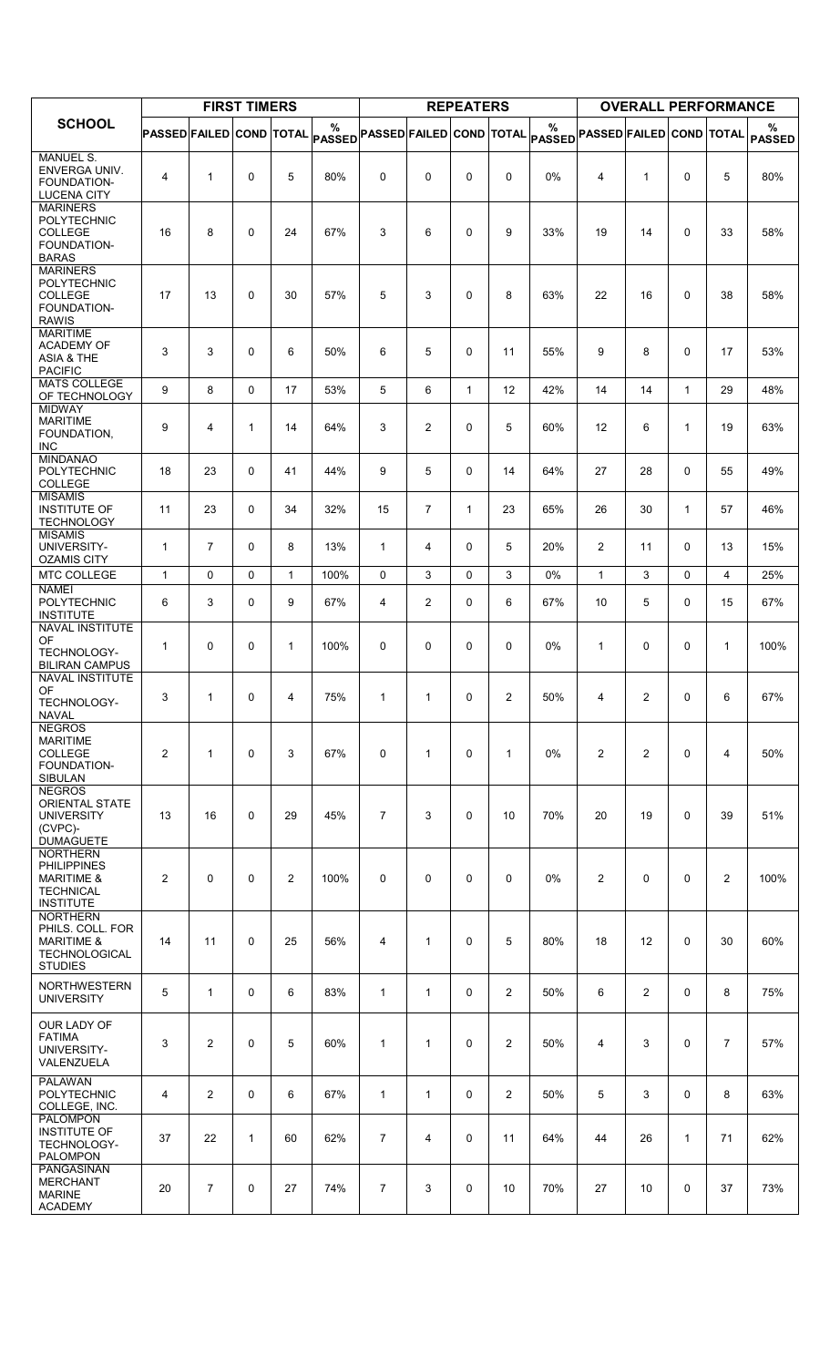| SCHOOL | FIRST TIMERS | | | | | REPEATERS | | | | | OVERALL PERFORMANCE | | | | |
|---|---|---|---|---|---|---|---|---|---|---|---|---|---|---|---|
| | PASSED | FAILED | COND | TOTAL | % PASSED | PASSED | FAILED | COND | TOTAL | % PASSED | PASSED | FAILED | COND | TOTAL | % PASSED |
| MANUEL S. ENVERGA UNIV. FOUNDATION-LUCENA CITY | 4 | 1 | 0 | 5 | 80% | 0 | 0 | 0 | 0 | 0% | 4 | 1 | 0 | 5 | 80% |
| MARINERS POLYTECHNIC COLLEGE FOUNDATION-BARAS | 16 | 8 | 0 | 24 | 67% | 3 | 6 | 0 | 9 | 33% | 19 | 14 | 0 | 33 | 58% |
| MARINERS POLYTECHNIC COLLEGE FOUNDATION-RAWIS | 17 | 13 | 0 | 30 | 57% | 5 | 3 | 0 | 8 | 63% | 22 | 16 | 0 | 38 | 58% |
| MARITIME ACADEMY OF ASIA & THE PACIFIC | 3 | 3 | 0 | 6 | 50% | 6 | 5 | 0 | 11 | 55% | 9 | 8 | 0 | 17 | 53% |
| MATS COLLEGE OF TECHNOLOGY | 9 | 8 | 0 | 17 | 53% | 5 | 6 | 1 | 12 | 42% | 14 | 14 | 1 | 29 | 48% |
| MIDWAY MARITIME FOUNDATION, INC | 9 | 4 | 1 | 14 | 64% | 3 | 2 | 0 | 5 | 60% | 12 | 6 | 1 | 19 | 63% |
| MINDANAO POLYTECHNIC COLLEGE | 18 | 23 | 0 | 41 | 44% | 9 | 5 | 0 | 14 | 64% | 27 | 28 | 0 | 55 | 49% |
| MISAMIS INSTITUTE OF TECHNOLOGY | 11 | 23 | 0 | 34 | 32% | 15 | 7 | 1 | 23 | 65% | 26 | 30 | 1 | 57 | 46% |
| MISAMIS UNIVERSITY-OZAMIS CITY | 1 | 7 | 0 | 8 | 13% | 1 | 4 | 0 | 5 | 20% | 2 | 11 | 0 | 13 | 15% |
| MTC COLLEGE | 1 | 0 | 0 | 1 | 100% | 0 | 3 | 0 | 3 | 0% | 1 | 3 | 0 | 4 | 25% |
| NAMEI POLYTECHNIC INSTITUTE | 6 | 3 | 0 | 9 | 67% | 4 | 2 | 0 | 6 | 67% | 10 | 5 | 0 | 15 | 67% |
| NAVAL INSTITUTE OF TECHNOLOGY-BILIRAN CAMPUS | 1 | 0 | 0 | 1 | 100% | 0 | 0 | 0 | 0 | 0% | 1 | 0 | 0 | 1 | 100% |
| NAVAL INSTITUTE OF TECHNOLOGY-NAVAL | 3 | 1 | 0 | 4 | 75% | 1 | 1 | 0 | 2 | 50% | 4 | 2 | 0 | 6 | 67% |
| NEGROS MARITIME COLLEGE FOUNDATION-SIBULAN | 2 | 1 | 0 | 3 | 67% | 0 | 1 | 0 | 1 | 0% | 2 | 2 | 0 | 4 | 50% |
| NEGROS ORIENTAL STATE UNIVERSITY (CVPC)-DUMAGUETE | 13 | 16 | 0 | 29 | 45% | 7 | 3 | 0 | 10 | 70% | 20 | 19 | 0 | 39 | 51% |
| NORTHERN PHILIPPINES MARITIME & TECHNICAL INSTITUTE | 2 | 0 | 0 | 2 | 100% | 0 | 0 | 0 | 0 | 0% | 2 | 0 | 0 | 2 | 100% |
| NORTHERN PHILS. COLL. FOR MARITIME & TECHNOLOGICAL STUDIES | 14 | 11 | 0 | 25 | 56% | 4 | 1 | 0 | 5 | 80% | 18 | 12 | 0 | 30 | 60% |
| NORTHWESTERN UNIVERSITY | 5 | 1 | 0 | 6 | 83% | 1 | 1 | 0 | 2 | 50% | 6 | 2 | 0 | 8 | 75% |
| OUR LADY OF FATIMA UNIVERSITY-VALENZUELA | 3 | 2 | 0 | 5 | 60% | 1 | 1 | 0 | 2 | 50% | 4 | 3 | 0 | 7 | 57% |
| PALAWAN POLYTECHNIC COLLEGE, INC. | 4 | 2 | 0 | 6 | 67% | 1 | 1 | 0 | 2 | 50% | 5 | 3 | 0 | 8 | 63% |
| PALOMPON INSTITUTE OF TECHNOLOGY-PALOMPON | 37 | 22 | 1 | 60 | 62% | 7 | 4 | 0 | 11 | 64% | 44 | 26 | 1 | 71 | 62% |
| PANGASINAN MERCHANT MARINE ACADEMY | 20 | 7 | 0 | 27 | 74% | 7 | 3 | 0 | 10 | 70% | 27 | 10 | 0 | 37 | 73% |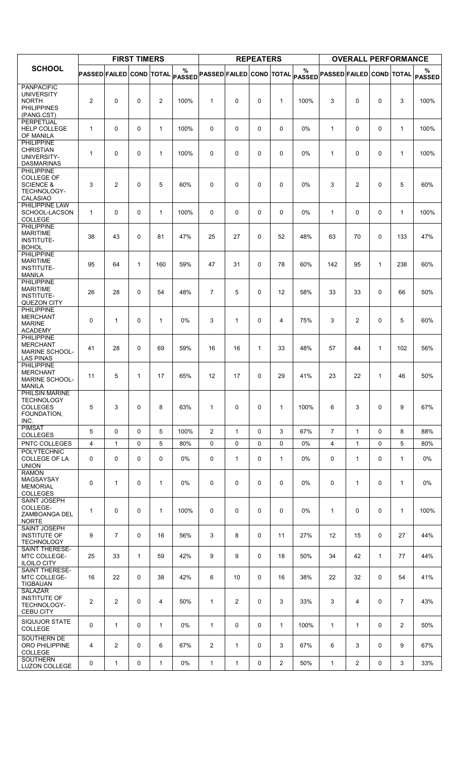| SCHOOL | FIRST TIMERS | | | | | REPEATERS | | | | | OVERALL PERFORMANCE | | | | |
|---|---|---|---|---|---|---|---|---|---|---|---|---|---|---|---|
| | PASSED | FAILED | COND | TOTAL | % PASSED | PASSED | FAILED | COND | TOTAL | % PASSED | PASSED | FAILED | COND | TOTAL | % PASSED |
| PANPACIFIC UNIVERSITY NORTH PHILIPPINES (PANG.CST) | 2 | 0 | 0 | 2 | 100% | 1 | 0 | 0 | 1 | 100% | 3 | 0 | 0 | 3 | 100% |
| PERPETUAL HELP COLLEGE OF MANILA | 1 | 0 | 0 | 1 | 100% | 0 | 0 | 0 | 0 | 0% | 1 | 0 | 0 | 1 | 100% |
| PHILIPPINE CHRISTIAN UNIVERSITY-DASMARINAS | 1 | 0 | 0 | 1 | 100% | 0 | 0 | 0 | 0 | 0% | 1 | 0 | 0 | 1 | 100% |
| PHILIPPINE COLLEGE OF SCIENCE & TECHNOLOGY-CALASIAO | 3 | 2 | 0 | 5 | 60% | 0 | 0 | 0 | 0 | 0% | 3 | 2 | 0 | 5 | 60% |
| PHILIPPINE LAW SCHOOL-LACSON COLLEGE | 1 | 0 | 0 | 1 | 100% | 0 | 0 | 0 | 0 | 0% | 1 | 0 | 0 | 1 | 100% |
| PHILIPPINE MARITIME INSTITUTE-BOHOL | 38 | 43 | 0 | 81 | 47% | 25 | 27 | 0 | 52 | 48% | 63 | 70 | 0 | 133 | 47% |
| PHILIPPINE MARITIME INSTITUTE-MANILA | 95 | 64 | 1 | 160 | 59% | 47 | 31 | 0 | 78 | 60% | 142 | 95 | 1 | 238 | 60% |
| PHILIPPINE MARITIME INSTITUTE-QUEZON CITY | 26 | 28 | 0 | 54 | 48% | 7 | 5 | 0 | 12 | 58% | 33 | 33 | 0 | 66 | 50% |
| PHILIPPINE MERCHANT MARINE ACADEMY | 0 | 1 | 0 | 1 | 0% | 3 | 1 | 0 | 4 | 75% | 3 | 2 | 0 | 5 | 60% |
| PHILIPPINE MERCHANT MARINE SCHOOL-LAS PINAS | 41 | 28 | 0 | 69 | 59% | 16 | 16 | 1 | 33 | 48% | 57 | 44 | 1 | 102 | 56% |
| PHILIPPINE MERCHANT MARINE SCHOOL-MANILA | 11 | 5 | 1 | 17 | 65% | 12 | 17 | 0 | 29 | 41% | 23 | 22 | 1 | 46 | 50% |
| PHILSIN MARINE TECHNOLOGY COLLEGES FOUNDATION, INC. | 5 | 3 | 0 | 8 | 63% | 1 | 0 | 0 | 1 | 100% | 6 | 3 | 0 | 9 | 67% |
| PIMSAT COLLEGES | 5 | 0 | 0 | 5 | 100% | 2 | 1 | 0 | 3 | 67% | 7 | 1 | 0 | 8 | 88% |
| PNTC COLLEGES | 4 | 1 | 0 | 5 | 80% | 0 | 0 | 0 | 0 | 0% | 4 | 1 | 0 | 5 | 80% |
| POLYTECHNIC COLLEGE OF LA UNION | 0 | 0 | 0 | 0 | 0% | 0 | 1 | 0 | 1 | 0% | 0 | 1 | 0 | 1 | 0% |
| RAMON MAGSAYSAY MEMORIAL COLLEGES | 0 | 1 | 0 | 1 | 0% | 0 | 0 | 0 | 0 | 0% | 0 | 1 | 0 | 1 | 0% |
| SAINT JOSEPH COLLEGE-ZAMBOANGA DEL NORTE | 1 | 0 | 0 | 1 | 100% | 0 | 0 | 0 | 0 | 0% | 1 | 0 | 0 | 1 | 100% |
| SAINT JOSEPH INSTITUTE OF TECHNOLOGY | 9 | 7 | 0 | 16 | 56% | 3 | 8 | 0 | 11 | 27% | 12 | 15 | 0 | 27 | 44% |
| SAINT THERESE-MTC COLLEGE-ILOILO CITY | 25 | 33 | 1 | 59 | 42% | 9 | 9 | 0 | 18 | 50% | 34 | 42 | 1 | 77 | 44% |
| SAINT THERESE-MTC COLLEGE-TIGBAUAN | 16 | 22 | 0 | 38 | 42% | 6 | 10 | 0 | 16 | 38% | 22 | 32 | 0 | 54 | 41% |
| SALAZAR INSTITUTE OF TECHNOLOGY-CEBU CITY | 2 | 2 | 0 | 4 | 50% | 1 | 2 | 0 | 3 | 33% | 3 | 4 | 0 | 7 | 43% |
| SIQUIJOR STATE COLLEGE | 0 | 1 | 0 | 1 | 0% | 1 | 0 | 0 | 1 | 100% | 1 | 1 | 0 | 2 | 50% |
| SOUTHERN DE ORO PHILIPPINE COLLEGE | 4 | 2 | 0 | 6 | 67% | 2 | 1 | 0 | 3 | 67% | 6 | 3 | 0 | 9 | 67% |
| SOUTHERN LUZON COLLEGE | 0 | 1 | 0 | 1 | 0% | 1 | 1 | 0 | 2 | 50% | 1 | 2 | 0 | 3 | 33% |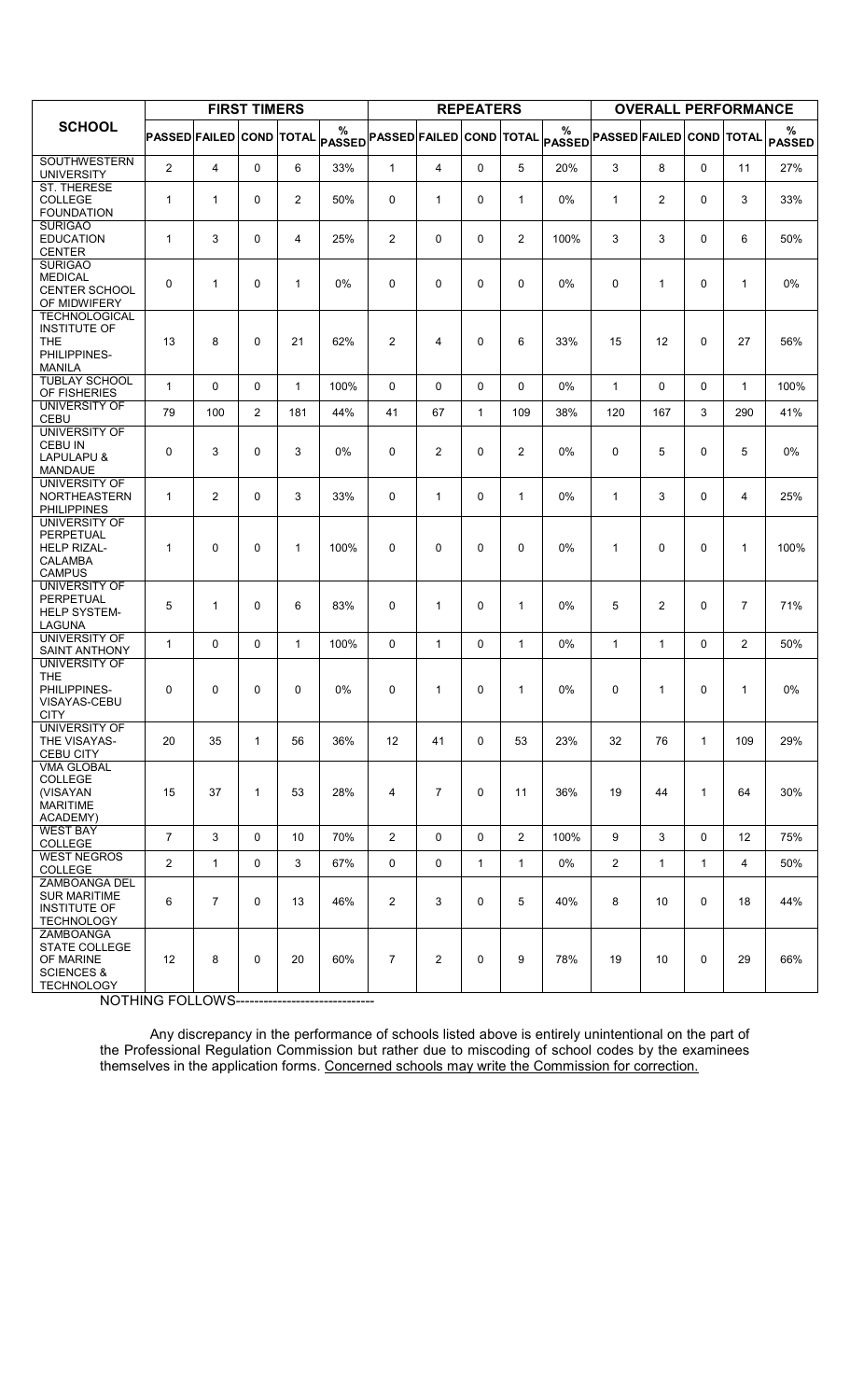| SCHOOL | FIRST TIMERS | | | | | REPEATERS | | | | | OVERALL PERFORMANCE | | | | |
|---|---|---|---|---|---|---|---|---|---|---|---|---|---|---|---|
| | PASSED | FAILED | COND | TOTAL | % PASSED | PASSED | FAILED | COND | TOTAL | % PASSED | PASSED | FAILED | COND | TOTAL | % PASSED |
| SOUTHWESTERN UNIVERSITY | 2 | 4 | 0 | 6 | 33% | 1 | 4 | 0 | 5 | 20% | 3 | 8 | 0 | 11 | 27% |
| ST. THERESE COLLEGE FOUNDATION | 1 | 1 | 0 | 2 | 50% | 0 | 1 | 0 | 1 | 0% | 1 | 2 | 0 | 3 | 33% |
| SURIGAO EDUCATION CENTER | 1 | 3 | 0 | 4 | 25% | 2 | 0 | 0 | 2 | 100% | 3 | 3 | 0 | 6 | 50% |
| SURIGAO MEDICAL CENTER SCHOOL OF MIDWIFERY | 0 | 1 | 0 | 1 | 0% | 0 | 0 | 0 | 0 | 0% | 0 | 1 | 0 | 1 | 0% |
| TECHNOLOGICAL INSTITUTE OF THE PHILIPPINES-MANILA | 13 | 8 | 0 | 21 | 62% | 2 | 4 | 0 | 6 | 33% | 15 | 12 | 0 | 27 | 56% |
| TUBLAY SCHOOL OF FISHERIES | 1 | 0 | 0 | 1 | 100% | 0 | 0 | 0 | 0 | 0% | 1 | 0 | 0 | 1 | 100% |
| UNIVERSITY OF CEBU | 79 | 100 | 2 | 181 | 44% | 41 | 67 | 1 | 109 | 38% | 120 | 167 | 3 | 290 | 41% |
| UNIVERSITY OF CEBU IN LAPULAPU & MANDAUE | 0 | 3 | 0 | 3 | 0% | 0 | 2 | 0 | 2 | 0% | 0 | 5 | 0 | 5 | 0% |
| UNIVERSITY OF NORTHEASTERN PHILIPPINES | 1 | 2 | 0 | 3 | 33% | 0 | 1 | 0 | 1 | 0% | 1 | 3 | 0 | 4 | 25% |
| UNIVERSITY OF PERPETUAL HELP RIZAL-CALAMBA CAMPUS | 1 | 0 | 0 | 1 | 100% | 0 | 0 | 0 | 0 | 0% | 1 | 0 | 0 | 1 | 100% |
| UNIVERSITY OF PERPETUAL HELP SYSTEM-LAGUNA | 5 | 1 | 0 | 6 | 83% | 0 | 1 | 0 | 1 | 0% | 5 | 2 | 0 | 7 | 71% |
| UNIVERSITY OF SAINT ANTHONY | 1 | 0 | 0 | 1 | 100% | 0 | 1 | 0 | 1 | 0% | 1 | 1 | 0 | 2 | 50% |
| UNIVERSITY OF THE PHILIPPINES-VISAYAS-CEBU CITY | 0 | 0 | 0 | 0 | 0% | 0 | 1 | 0 | 1 | 0% | 0 | 1 | 0 | 1 | 0% |
| UNIVERSITY OF THE VISAYAS-CEBU CITY | 20 | 35 | 1 | 56 | 36% | 12 | 41 | 0 | 53 | 23% | 32 | 76 | 1 | 109 | 29% |
| VMA GLOBAL COLLEGE (VISAYAN MARITIME ACADEMY) | 15 | 37 | 1 | 53 | 28% | 4 | 7 | 0 | 11 | 36% | 19 | 44 | 1 | 64 | 30% |
| WEST BAY COLLEGE | 7 | 3 | 0 | 10 | 70% | 2 | 0 | 0 | 2 | 100% | 9 | 3 | 0 | 12 | 75% |
| WEST NEGROS COLLEGE | 2 | 1 | 0 | 3 | 67% | 0 | 0 | 1 | 1 | 0% | 2 | 1 | 1 | 4 | 50% |
| ZAMBOANGA DEL SUR MARITIME INSTITUTE OF TECHNOLOGY | 6 | 7 | 0 | 13 | 46% | 2 | 3 | 0 | 5 | 40% | 8 | 10 | 0 | 18 | 44% |
| ZAMBOANGA STATE COLLEGE OF MARINE SCIENCES & TECHNOLOGY | 12 | 8 | 0 | 20 | 60% | 7 | 2 | 0 | 9 | 78% | 19 | 10 | 0 | 29 | 66% |

NOTHING FOLLOWS-------------------------------

Any discrepancy in the performance of schools listed above is entirely unintentional on the part of the Professional Regulation Commission but rather due to miscoding of school codes by the examinees themselves in the application forms. Concerned schools may write the Commission for correction.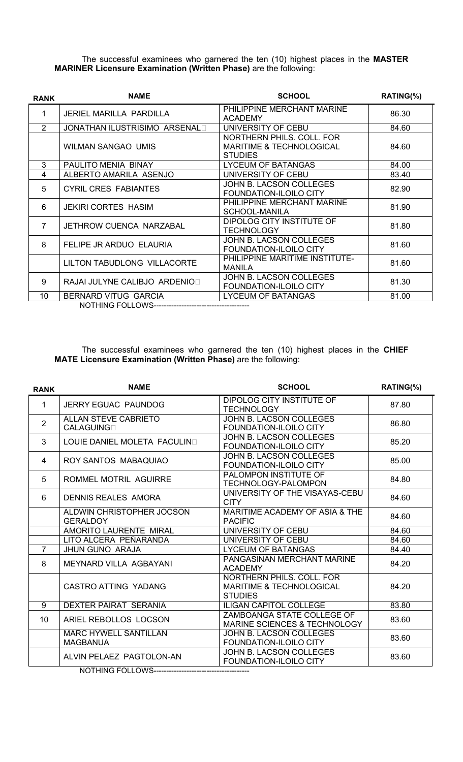The successful examinees who garnered the ten (10) highest places in the **MASTER MARINER Licensure Examination (Written Phase)** are the following:

| RANK | NAME | SCHOOL | RATING(%) |
|---|---|---|---|
| 1 | JERIEL MARILLA PARDILLA | PHILIPPINE MERCHANT MARINE ACADEMY | 86.30 |
| 2 | JONATHAN ILUSTRISIMO ARSENAL | UNIVERSITY OF CEBU | 84.60 |
| | WILMAN SANGAO UMIS | NORTHERN PHILS. COLL. FOR MARITIME & TECHNOLOGICAL STUDIES | 84.60 |
| 3 | PAULITO MENIA BINAY | LYCEUM OF BATANGAS | 84.00 |
| 4 | ALBERTO AMARILA ASENJO | UNIVERSITY OF CEBU | 83.40 |
| 5 | CYRIL CRES FABIANTES | JOHN B. LACSON COLLEGES FOUNDATION-ILOILO CITY | 82.90 |
| 6 | JEKIRI CORTES HASIM | PHILIPPINE MERCHANT MARINE SCHOOL-MANILA | 81.90 |
| 7 | JETHROW CUENCA NARZABAL | DIPOLOG CITY INSTITUTE OF TECHNOLOGY | 81.80 |
| 8 | FELIPE JR ARDUO ELAURIA | JOHN B. LACSON COLLEGES FOUNDATION-ILOILO CITY | 81.60 |
| | LILTON TABUDLONG VILLACORTE | PHILIPPINE MARITIME INSTITUTE-MANILA | 81.60 |
| 9 | RAJAI JULYNE CALIBJO ARDENIO | JOHN B. LACSON COLLEGES FOUNDATION-ILOILO CITY | 81.30 |
| 10 | BERNARD VITUG GARCIA | LYCEUM OF BATANGAS | 81.00 |

NOTHING FOLLOWS--------------------------------------

The successful examinees who garnered the ten (10) highest places in the **CHIEF MATE Licensure Examination (Written Phase)** are the following:

| RANK | NAME | SCHOOL | RATING(%) |
|---|---|---|---|
| 1 | JERRY EGUAC PAUNDOG | DIPOLOG CITY INSTITUTE OF TECHNOLOGY | 87.80 |
| 2 | ALLAN STEVE CABRIETO CALAGUING | JOHN B. LACSON COLLEGES FOUNDATION-ILOILO CITY | 86.80 |
| 3 | LOUIE DANIEL MOLETA FACULIN | JOHN B. LACSON COLLEGES FOUNDATION-ILOILO CITY | 85.20 |
| 4 | ROY SANTOS MABAQUIAO | JOHN B. LACSON COLLEGES FOUNDATION-ILOILO CITY | 85.00 |
| 5 | ROMMEL MOTRIL AGUIRRE | PALOMPON INSTITUTE OF TECHNOLOGY-PALOMPON | 84.80 |
| 6 | DENNIS REALES AMORA | UNIVERSITY OF THE VISAYAS-CEBU CITY | 84.60 |
| | ALDWIN CHRISTOPHER JOCSON GERALDOY | MARITIME ACADEMY OF ASIA & THE PACIFIC | 84.60 |
| | AMORITO LAURENTE MIRAL | UNIVERSITY OF CEBU | 84.60 |
| | LITO ALCERA PEÑARANDA | UNIVERSITY OF CEBU | 84.60 |
| 7 | JHUN GUNO ARAJA | LYCEUM OF BATANGAS | 84.40 |
| 8 | MEYNARD VILLA AGBAYANI | PANGASINAN MERCHANT MARINE ACADEMY | 84.20 |
| | CASTRO ATTING YADANG | NORTHERN PHILS. COLL. FOR MARITIME & TECHNOLOGICAL STUDIES | 84.20 |
| 9 | DEXTER PAIRAT SERANIA | ILIGAN CAPITOL COLLEGE | 83.80 |
| 10 | ARIEL REBOLLOS LOCSON | ZAMBOANGA STATE COLLEGE OF MARINE SCIENCES & TECHNOLOGY | 83.60 |
| | MARC HYWELL SANTILLAN MAGBANUA | JOHN B. LACSON COLLEGES FOUNDATION-ILOILO CITY | 83.60 |
| | ALVIN PELAEZ PAGTOLON-AN | JOHN B. LACSON COLLEGES FOUNDATION-ILOILO CITY | 83.60 |

NOTHING FOLLOWS--------------------------------------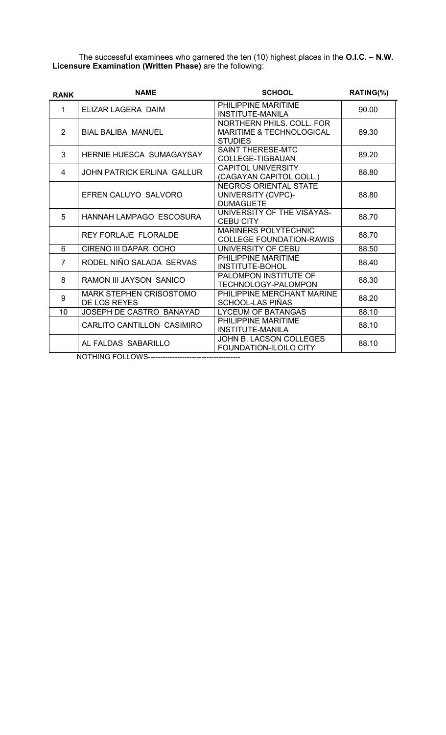The successful examinees who garnered the ten (10) highest places in the **O.I.C. – N.W. Licensure Examination (Written Phase)** are the following:

| RANK | NAME | SCHOOL | RATING(%) |
|---|---|---|---|
| 1 | ELIZAR LAGERA DAIM | PHILIPPINE MARITIME INSTITUTE-MANILA | 90.00 |
| 2 | BIAL BALIBA MANUEL | NORTHERN PHILS. COLL. FOR MARITIME & TECHNOLOGICAL STUDIES | 89.30 |
| 3 | HERNIE HUESCA SUMAGAYSAY | SAINT THERESE-MTC COLLEGE-TIGBAUAN | 89.20 |
| 4 | JOHN PATRICK ERLINA GALLUR | CAPITOL UNIVERSITY (CAGAYAN CAPITOL COLL.) | 88.80 |
| | EFREN CALUYO SALVORO | NEGROS ORIENTAL STATE UNIVERSITY (CVPC)-DUMAGUETE | 88.80 |
| 5 | HANNAH LAMPAGO ESCOSURA | UNIVERSITY OF THE VISAYAS-CEBU CITY | 88.70 |
| | REY FORLAJE FLORALDE | MARINERS POLYTECHNIC COLLEGE FOUNDATION-RAWIS | 88.70 |
| 6 | CIRENO III DAPAR OCHO | UNIVERSITY OF CEBU | 88.50 |
| 7 | RODEL NIÑO SALADA SERVAS | PHILIPPINE MARITIME INSTITUTE-BOHOL | 88.40 |
| 8 | RAMON III JAYSON SANICO | PALOMPON INSTITUTE OF TECHNOLOGY-PALOMPON | 88.30 |
| 9 | MARK STEPHEN CRISOSTOMO DE LOS REYES | PHILIPPINE MERCHANT MARINE SCHOOL-LAS PIÑAS | 88.20 |
| 10 | JOSEPH DE CASTRO BANAYAD | LYCEUM OF BATANGAS | 88.10 |
| | CARLITO CANTILLON CASIMIRO | PHILIPPINE MARITIME INSTITUTE-MANILA | 88.10 |
| | AL FALDAS SABARILLO | JOHN B. LACSON COLLEGES FOUNDATION-ILOILO CITY | 88.10 |

NOTHING FOLLOWS-------------------------------------